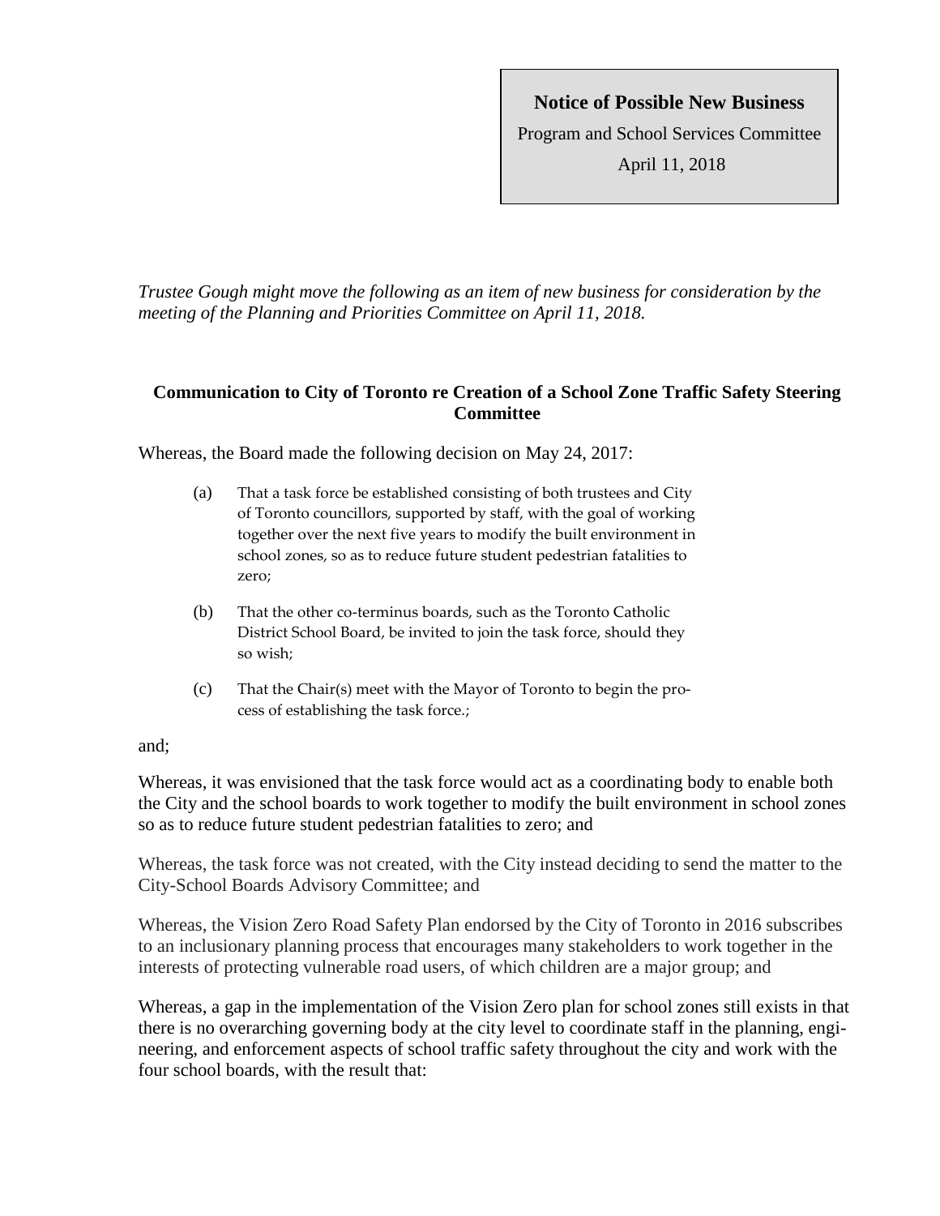**Notice of Possible New Business**

Program and School Services Committee

April 11, 2018

*Trustee Gough might move the following as an item of new business for consideration by the meeting of the Planning and Priorities Committee on April 11, 2018.*

## Communication to City of Toronto re Creation of a School Zone Traffic Safety Steering Committee

Whereas, the Board made the following decision on May 24, 2017:

> (a) That a task force be established consisting of both trustees and City of Toronto councillors, supported by staff, with the goal of working together over the next five years to modify the built environment in school zones, so as to reduce future student pedestrian fatalities to zero;
>
> (b) That the other co-terminus boards, such as the Toronto Catholic District School Board, be invited to join the task force, should they so wish;
>
> (c) That the Chair(s) meet with the Mayor of Toronto to begin the process of establishing the task force.;

and;

Whereas, it was envisioned that the task force would act as a coordinating body to enable both the City and the school boards to work together to modify the built environment in school zones so as to reduce future student pedestrian fatalities to zero; and

Whereas, the task force was not created, with the City instead deciding to send the matter to the City-School Boards Advisory Committee; and

Whereas, the Vision Zero Road Safety Plan endorsed by the City of Toronto in 2016 subscribes to an inclusionary planning process that encourages many stakeholders to work together in the interests of protecting vulnerable road users, of which children are a major group; and

Whereas, a gap in the implementation of the Vision Zero plan for school zones still exists in that there is no overarching governing body at the city level to coordinate staff in the planning, engineering, and enforcement aspects of school traffic safety throughout the city and work with the four school boards, with the result that: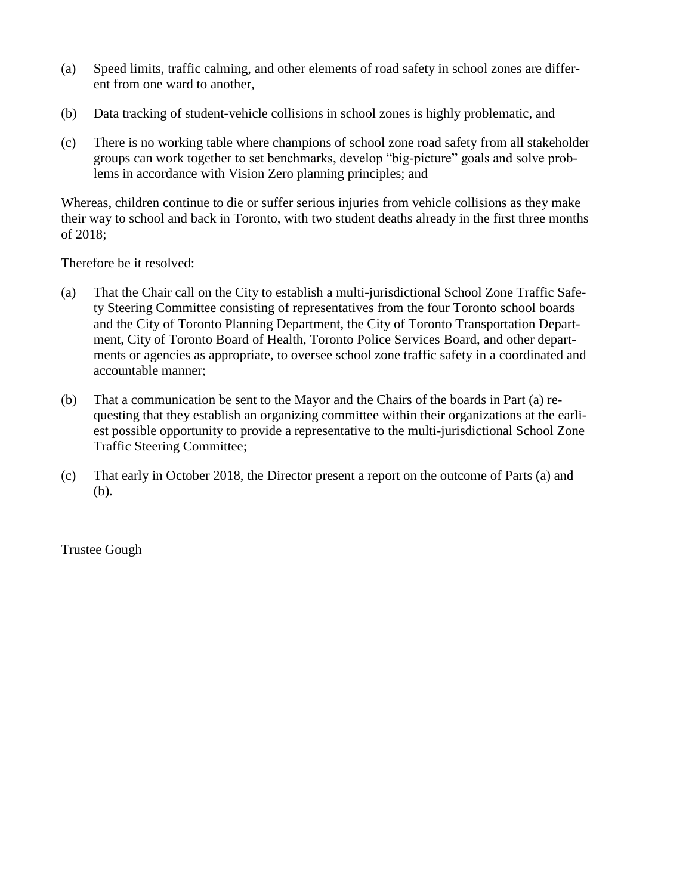(a) Speed limits, traffic calming, and other elements of road safety in school zones are different from one ward to another,

(b) Data tracking of student-vehicle collisions in school zones is highly problematic, and

(c) There is no working table where champions of school zone road safety from all stakeholder groups can work together to set benchmarks, develop "big-picture" goals and solve problems in accordance with Vision Zero planning principles; and

Whereas, children continue to die or suffer serious injuries from vehicle collisions as they make their way to school and back in Toronto, with two student deaths already in the first three months of 2018;

Therefore be it resolved:

(a) That the Chair call on the City to establish a multi-jurisdictional School Zone Traffic Safety Steering Committee consisting of representatives from the four Toronto school boards and the City of Toronto Planning Department, the City of Toronto Transportation Department, City of Toronto Board of Health, Toronto Police Services Board, and other departments or agencies as appropriate, to oversee school zone traffic safety in a coordinated and accountable manner;

(b) That a communication be sent to the Mayor and the Chairs of the boards in Part (a) requesting that they establish an organizing committee within their organizations at the earliest possible opportunity to provide a representative to the multi-jurisdictional School Zone Traffic Steering Committee;

(c) That early in October 2018, the Director present a report on the outcome of Parts (a) and (b).

Trustee Gough